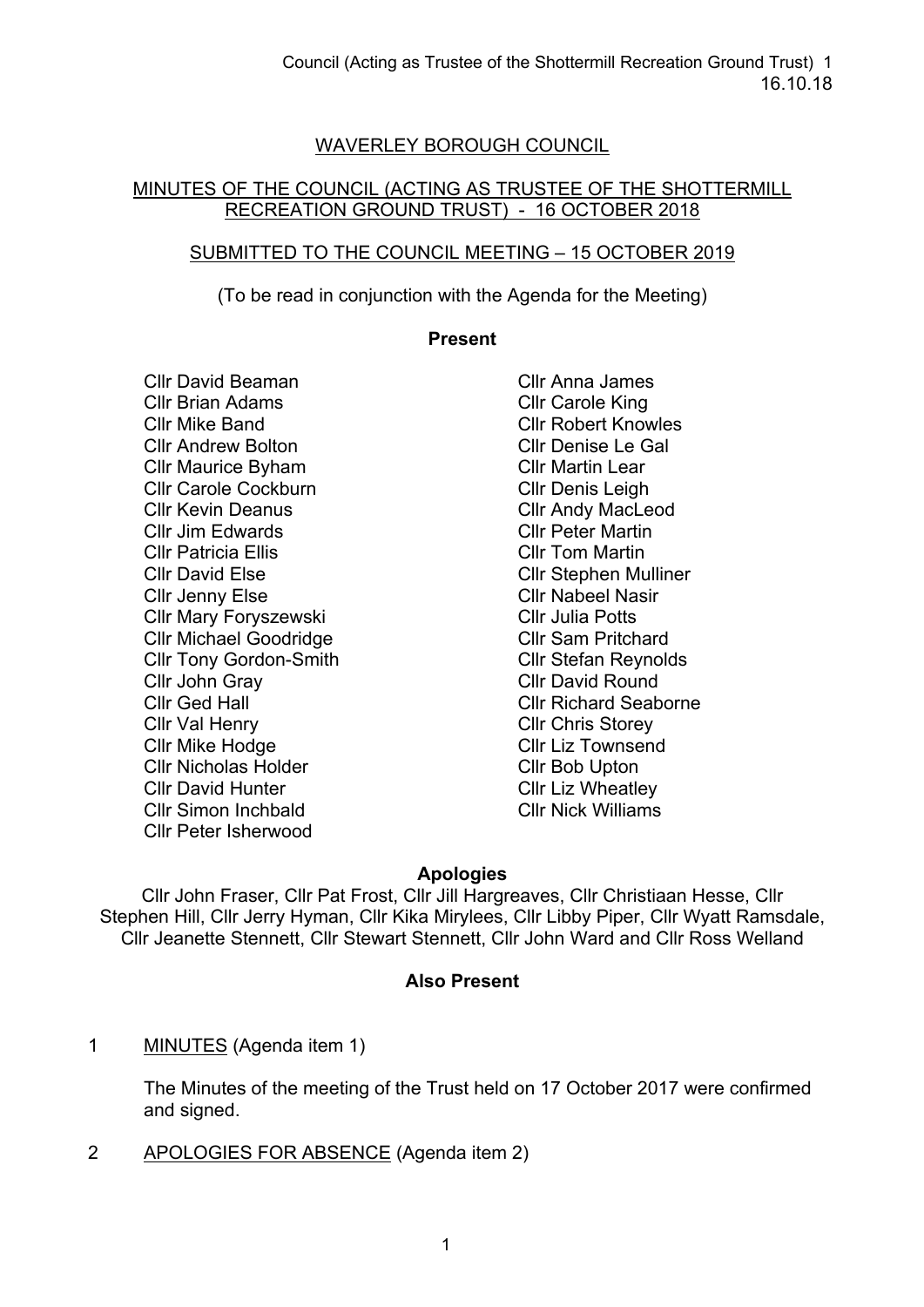# WAVERLEY BOROUGH COUNCIL

## MINUTES OF THE COUNCIL (ACTING AS TRUSTEE OF THE SHOTTERMILL RECREATION GROUND TRUST) - 16 OCTOBER 2018

## SUBMITTED TO THE COUNCIL MEETING – 15 OCTOBER 2019

(To be read in conjunction with the Agenda for the Meeting)

**Present**

Cllr David Beaman
Cllr Brian Adams
Cllr Mike Band
Cllr Andrew Bolton
Cllr Maurice Byham
Cllr Carole Cockburn
Cllr Kevin Deanus
Cllr Jim Edwards
Cllr Patricia Ellis
Cllr David Else
Cllr Jenny Else
Cllr Mary Foryszewski
Cllr Michael Goodridge
Cllr Tony Gordon-Smith
Cllr John Gray
Cllr Ged Hall
Cllr Val Henry
Cllr Mike Hodge
Cllr Nicholas Holder
Cllr David Hunter
Cllr Simon Inchbald
Cllr Peter Isherwood
Cllr Anna James
Cllr Carole King
Cllr Robert Knowles
Cllr Denise Le Gal
Cllr Martin Lear
Cllr Denis Leigh
Cllr Andy MacLeod
Cllr Peter Martin
Cllr Tom Martin
Cllr Stephen Mulliner
Cllr Nabeel Nasir
Cllr Julia Potts
Cllr Sam Pritchard
Cllr Stefan Reynolds
Cllr David Round
Cllr Richard Seaborne
Cllr Chris Storey
Cllr Liz Townsend
Cllr Bob Upton
Cllr Liz Wheatley
Cllr Nick Williams

**Apologies**

Cllr John Fraser, Cllr Pat Frost, Cllr Jill Hargreaves, Cllr Christiaan Hesse, Cllr Stephen Hill, Cllr Jerry Hyman, Cllr Kika Mirylees, Cllr Libby Piper, Cllr Wyatt Ramsdale, Cllr Jeanette Stennett, Cllr Stewart Stennett, Cllr John Ward and Cllr Ross Welland

**Also Present**

1 MINUTES (Agenda item 1)

The Minutes of the meeting of the Trust held on 17 October 2017 were confirmed and signed.

2 APOLOGIES FOR ABSENCE (Agenda item 2)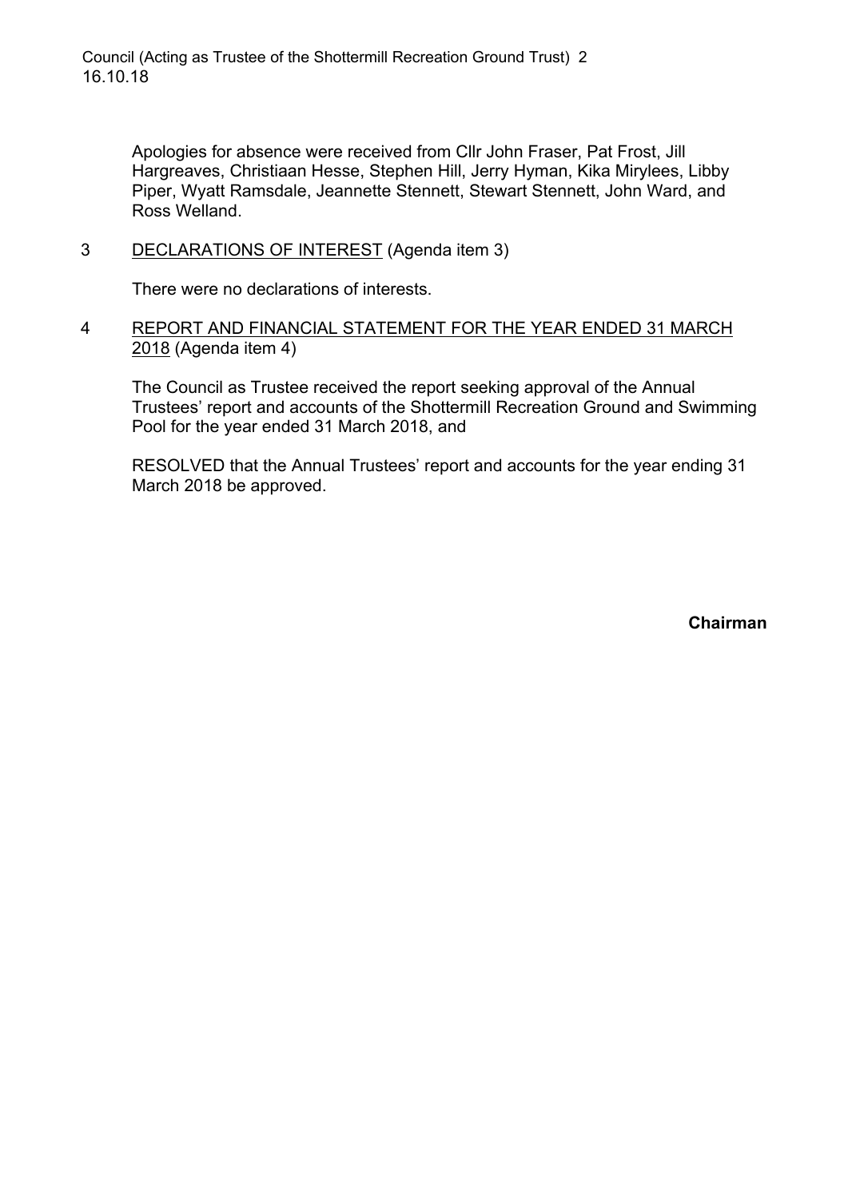Apologies for absence were received from Cllr John Fraser, Pat Frost, Jill Hargreaves, Christiaan Hesse, Stephen Hill, Jerry Hyman, Kika Mirylees, Libby Piper, Wyatt Ramsdale, Jeannette Stennett, Stewart Stennett, John Ward, and Ross Welland.

3 DECLARATIONS OF INTEREST (Agenda item 3)

There were no declarations of interests.

4 REPORT AND FINANCIAL STATEMENT FOR THE YEAR ENDED 31 MARCH 2018 (Agenda item 4)

The Council as Trustee received the report seeking approval of the Annual Trustees' report and accounts of the Shottermill Recreation Ground and Swimming Pool for the year ended 31 March 2018, and

RESOLVED that the Annual Trustees' report and accounts for the year ending 31 March 2018 be approved.

**Chairman**